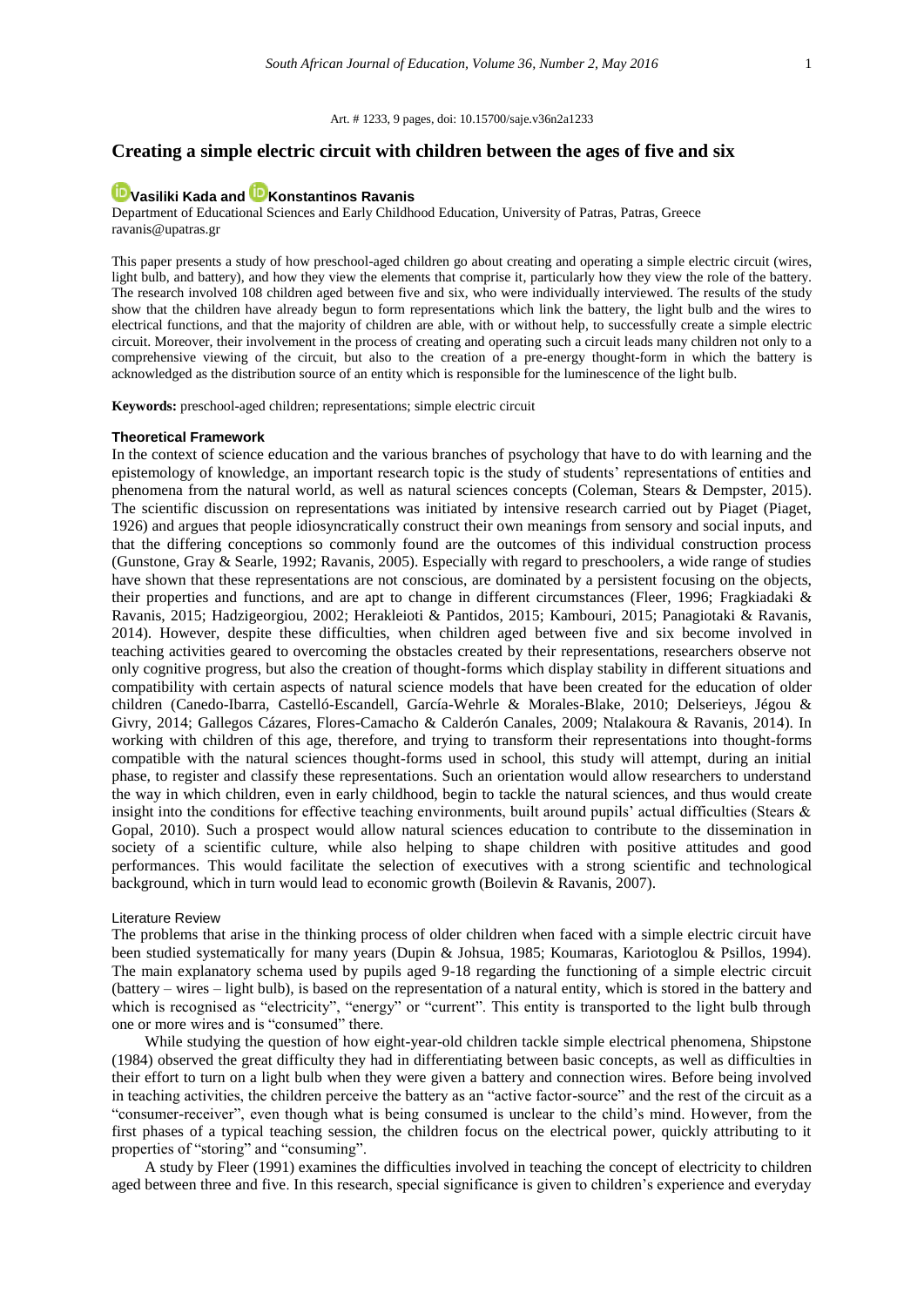Art. # 1233, 9 pages, doi: 10.15700/saje.v36n2a1233

# Creating a simple electric circuit with children between the ages of five and six

**Vasiliki Kada and Konstantinos Ravanis**

Department of Educational Sciences and Early Childhood Education, University of Patras, Patras, Greece
ravanis@upatras.gr

This paper presents a study of how preschool-aged children go about creating and operating a simple electric circuit (wires, light bulb, and battery), and how they view the elements that comprise it, particularly how they view the role of the battery. The research involved 108 children aged between five and six, who were individually interviewed. The results of the study show that the children have already begun to form representations which link the battery, the light bulb and the wires to electrical functions, and that the majority of children are able, with or without help, to successfully create a simple electric circuit. Moreover, their involvement in the process of creating and operating such a circuit leads many children not only to a comprehensive viewing of the circuit, but also to the creation of a pre-energy thought-form in which the battery is acknowledged as the distribution source of an entity which is responsible for the luminescence of the light bulb.

**Keywords:** preschool-aged children; representations; simple electric circuit

## Theoretical Framework

In the context of science education and the various branches of psychology that have to do with learning and the epistemology of knowledge, an important research topic is the study of students' representations of entities and phenomena from the natural world, as well as natural sciences concepts (Coleman, Stears & Dempster, 2015). The scientific discussion on representations was initiated by intensive research carried out by Piaget (Piaget, 1926) and argues that people idiosyncratically construct their own meanings from sensory and social inputs, and that the differing conceptions so commonly found are the outcomes of this individual construction process (Gunstone, Gray & Searle, 1992; Ravanis, 2005). Especially with regard to preschoolers, a wide range of studies have shown that these representations are not conscious, are dominated by a persistent focusing on the objects, their properties and functions, and are apt to change in different circumstances (Fleer, 1996; Fragkiadaki & Ravanis, 2015; Hadzigeorgiou, 2002; Herakleioti & Pantidos, 2015; Kambouri, 2015; Panagiotaki & Ravanis, 2014). However, despite these difficulties, when children aged between five and six become involved in teaching activities geared to overcoming the obstacles created by their representations, researchers observe not only cognitive progress, but also the creation of thought-forms which display stability in different situations and compatibility with certain aspects of natural science models that have been created for the education of older children (Canedo-Ibarra, Castelló-Escandell, García-Wehrle & Morales-Blake, 2010; Delserieys, Jégou & Givry, 2014; Gallegos Cázares, Flores-Camacho & Calderón Canales, 2009; Ntalakoura & Ravanis, 2014). In working with children of this age, therefore, and trying to transform their representations into thought-forms compatible with the natural sciences thought-forms used in school, this study will attempt, during an initial phase, to register and classify these representations. Such an orientation would allow researchers to understand the way in which children, even in early childhood, begin to tackle the natural sciences, and thus would create insight into the conditions for effective teaching environments, built around pupils' actual difficulties (Stears & Gopal, 2010). Such a prospect would allow natural sciences education to contribute to the dissemination in society of a scientific culture, while also helping to shape children with positive attitudes and good performances. This would facilitate the selection of executives with a strong scientific and technological background, which in turn would lead to economic growth (Boilevin & Ravanis, 2007).

### Literature Review

The problems that arise in the thinking process of older children when faced with a simple electric circuit have been studied systematically for many years (Dupin & Johsua, 1985; Koumaras, Kariotoglou & Psillos, 1994). The main explanatory schema used by pupils aged 9-18 regarding the functioning of a simple electric circuit (battery – wires – light bulb), is based on the representation of a natural entity, which is stored in the battery and which is recognised as "electricity", "energy" or "current". This entity is transported to the light bulb through one or more wires and is "consumed" there.

While studying the question of how eight-year-old children tackle simple electrical phenomena, Shipstone (1984) observed the great difficulty they had in differentiating between basic concepts, as well as difficulties in their effort to turn on a light bulb when they were given a battery and connection wires. Before being involved in teaching activities, the children perceive the battery as an "active factor-source" and the rest of the circuit as a "consumer-receiver", even though what is being consumed is unclear to the child's mind. However, from the first phases of a typical teaching session, the children focus on the electrical power, quickly attributing to it properties of "storing" and "consuming".

A study by Fleer (1991) examines the difficulties involved in teaching the concept of electricity to children aged between three and five. In this research, special significance is given to children's experience and everyday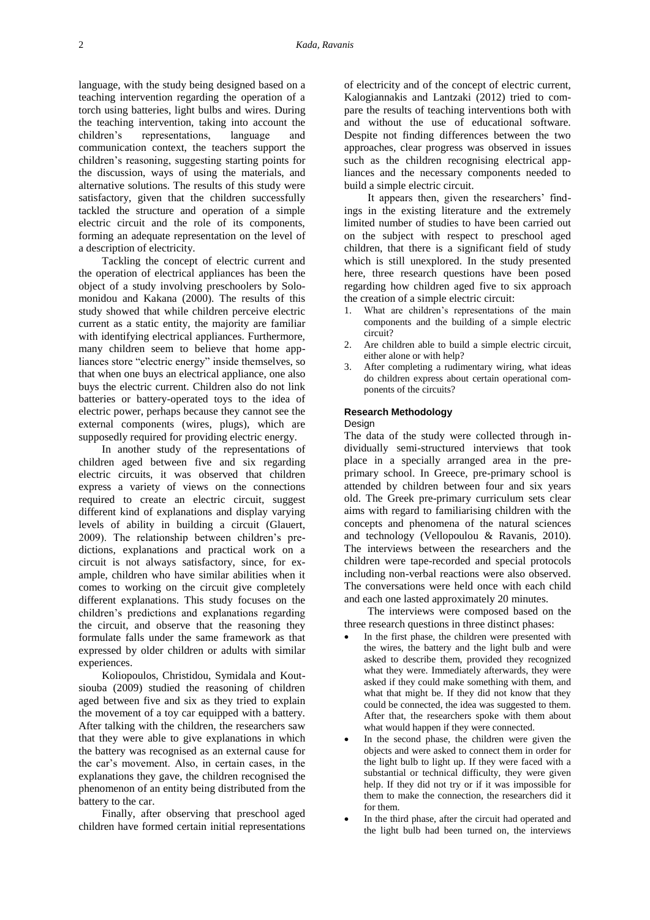language, with the study being designed based on a teaching intervention regarding the operation of a torch using batteries, light bulbs and wires. During the teaching intervention, taking into account the children's representations, language and communication context, the teachers support the children's reasoning, suggesting starting points for the discussion, ways of using the materials, and alternative solutions. The results of this study were satisfactory, given that the children successfully tackled the structure and operation of a simple electric circuit and the role of its components, forming an adequate representation on the level of a description of electricity.

Tackling the concept of electric current and the operation of electrical appliances has been the object of a study involving preschoolers by Solomonidou and Kakana (2000). The results of this study showed that while children perceive electric current as a static entity, the majority are familiar with identifying electrical appliances. Furthermore, many children seem to believe that home appliances store "electric energy" inside themselves, so that when one buys an electrical appliance, one also buys the electric current. Children also do not link batteries or battery-operated toys to the idea of electric power, perhaps because they cannot see the external components (wires, plugs), which are supposedly required for providing electric energy.

In another study of the representations of children aged between five and six regarding electric circuits, it was observed that children express a variety of views on the connections required to create an electric circuit, suggest different kind of explanations and display varying levels of ability in building a circuit (Glauert, 2009). The relationship between children's predictions, explanations and practical work on a circuit is not always satisfactory, since, for example, children who have similar abilities when it comes to working on the circuit give completely different explanations. This study focuses on the children's predictions and explanations regarding the circuit, and observe that the reasoning they formulate falls under the same framework as that expressed by older children or adults with similar experiences.

Koliopoulos, Christidou, Symidala and Koutsiouba (2009) studied the reasoning of children aged between five and six as they tried to explain the movement of a toy car equipped with a battery. After talking with the children, the researchers saw that they were able to give explanations in which the battery was recognised as an external cause for the car's movement. Also, in certain cases, in the explanations they gave, the children recognised the phenomenon of an entity being distributed from the battery to the car.

Finally, after observing that preschool aged children have formed certain initial representations of electricity and of the concept of electric current, Kalogiannakis and Lantzaki (2012) tried to compare the results of teaching interventions both with and without the use of educational software. Despite not finding differences between the two approaches, clear progress was observed in issues such as the children recognising electrical appliances and the necessary components needed to build a simple electric circuit.

It appears then, given the researchers' findings in the existing literature and the extremely limited number of studies to have been carried out on the subject with respect to preschool aged children, that there is a significant field of study which is still unexplored. In the study presented here, three research questions have been posed regarding how children aged five to six approach the creation of a simple electric circuit:

1. What are children's representations of the main components and the building of a simple electric circuit?
2. Are children able to build a simple electric circuit, either alone or with help?
3. After completing a rudimentary wiring, what ideas do children express about certain operational components of the circuits?

## Research Methodology

### Design

The data of the study were collected through individually semi-structured interviews that took place in a specially arranged area in the pre-primary school. In Greece, pre-primary school is attended by children between four and six years old. The Greek pre-primary curriculum sets clear aims with regard to familiarising children with the concepts and phenomena of the natural sciences and technology (Vellopoulou & Ravanis, 2010). The interviews between the researchers and the children were tape-recorded and special protocols including non-verbal reactions were also observed. The conversations were held once with each child and each one lasted approximately 20 minutes.

The interviews were composed based on the three research questions in three distinct phases:

- In the first phase, the children were presented with the wires, the battery and the light bulb and were asked to describe them, provided they recognized what they were. Immediately afterwards, they were asked if they could make something with them, and what that might be. If they did not know that they could be connected, the idea was suggested to them. After that, the researchers spoke with them about what would happen if they were connected.
- In the second phase, the children were given the objects and were asked to connect them in order for the light bulb to light up. If they were faced with a substantial or technical difficulty, they were given help. If they did not try or if it was impossible for them to make the connection, the researchers did it for them.
- In the third phase, after the circuit had operated and the light bulb had been turned on, the interviews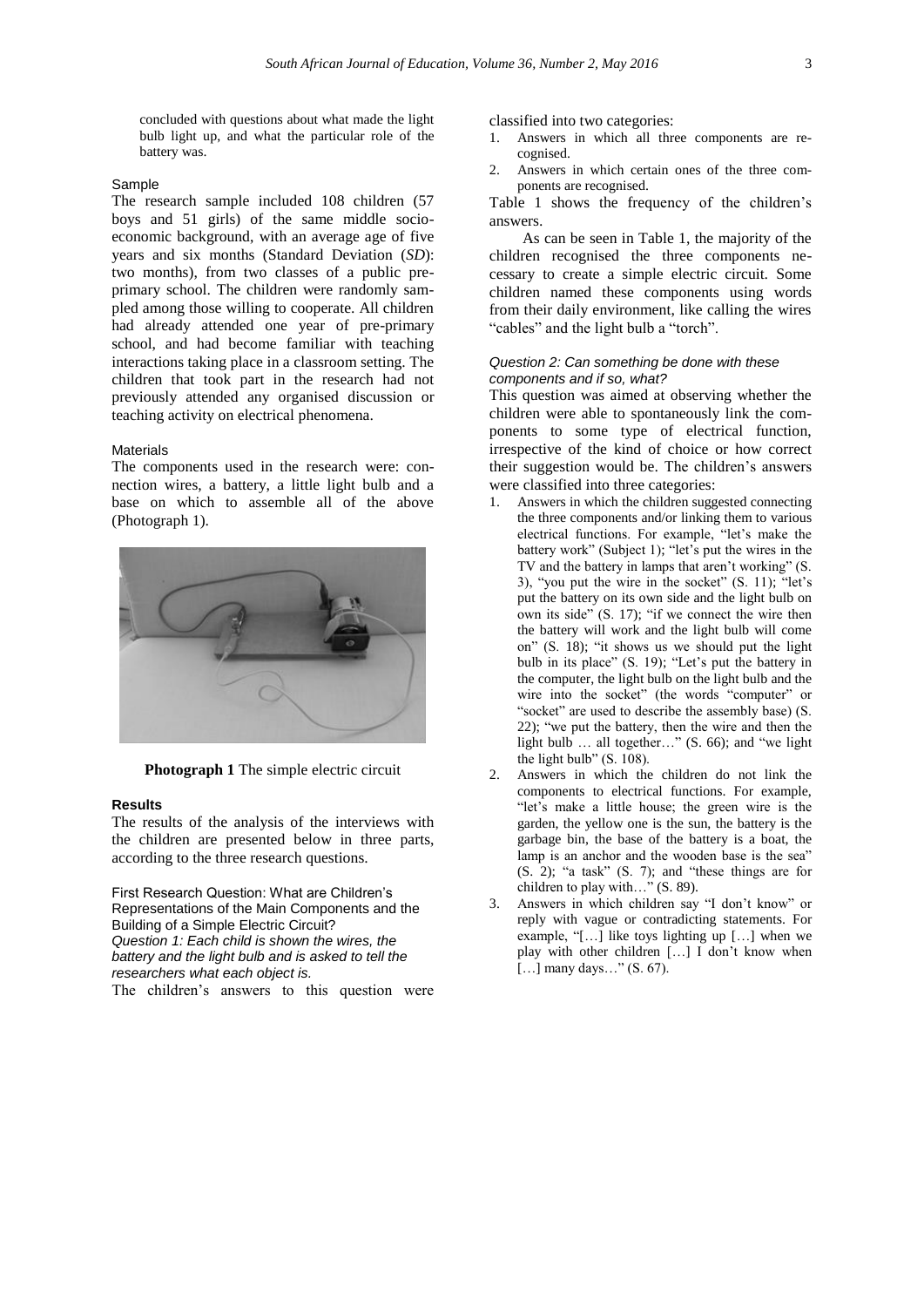concluded with questions about what made the light bulb light up, and what the particular role of the battery was.

### Sample

The research sample included 108 children (57 boys and 51 girls) of the same middle socio-economic background, with an average age of five years and six months (Standard Deviation (*SD*): two months), from two classes of a public pre-primary school. The children were randomly sampled among those willing to cooperate. All children had already attended one year of pre-primary school, and had become familiar with teaching interactions taking place in a classroom setting. The children that took part in the research had not previously attended any organised discussion or teaching activity on electrical phenomena.

### Materials

The components used in the research were: connection wires, a battery, a little light bulb and a base on which to assemble all of the above (Photograph 1).

**Photograph 1** The simple electric circuit

## Results

The results of the analysis of the interviews with the children are presented below in three parts, according to the three research questions.

### First Research Question: What are Children's Representations of the Main Components and the Building of a Simple Electric Circuit?

#### *Question 1: Each child is shown the wires, the battery and the light bulb and is asked to tell the researchers what each object is.*

The children's answers to this question were classified into two categories:

1. Answers in which all three components are recognised.
2. Answers in which certain ones of the three components are recognised.

Table 1 shows the frequency of the children's answers.

As can be seen in Table 1, the majority of the children recognised the three components necessary to create a simple electric circuit. Some children named these components using words from their daily environment, like calling the wires "cables" and the light bulb a "torch".

#### *Question 2: Can something be done with these components and if so, what?*

This question was aimed at observing whether the children were able to spontaneously link the components to some type of electrical function, irrespective of the kind of choice or how correct their suggestion would be. The children's answers were classified into three categories:

1. Answers in which the children suggested connecting the three components and/or linking them to various electrical functions. For example, "let's make the battery work" (Subject 1); "let's put the wires in the TV and the battery in lamps that aren't working" (S. 3), "you put the wire in the socket" (S. 11); "let's put the battery on its own side and the light bulb on own its side" (S. 17); "if we connect the wire then the battery will work and the light bulb will come on" (S. 18); "it shows us we should put the light bulb in its place" (S. 19); "Let's put the battery in the computer, the light bulb on the light bulb and the wire into the socket" (the words "computer" or "socket" are used to describe the assembly base) (S. 22); "we put the battery, then the wire and then the light bulb … all together…" (S. 66); and "we light the light bulb" (S. 108).
2. Answers in which the children do not link the components to electrical functions. For example, "let's make a little house; the green wire is the garden, the yellow one is the sun, the battery is the garbage bin, the base of the battery is a boat, the lamp is an anchor and the wooden base is the sea" (S. 2); "a task" (S. 7); and "these things are for children to play with…" (S. 89).
3. Answers in which children say "I don't know" or reply with vague or contradicting statements. For example, "[…] like toys lighting up […] when we play with other children […] I don't know when […] many days…" (S. 67).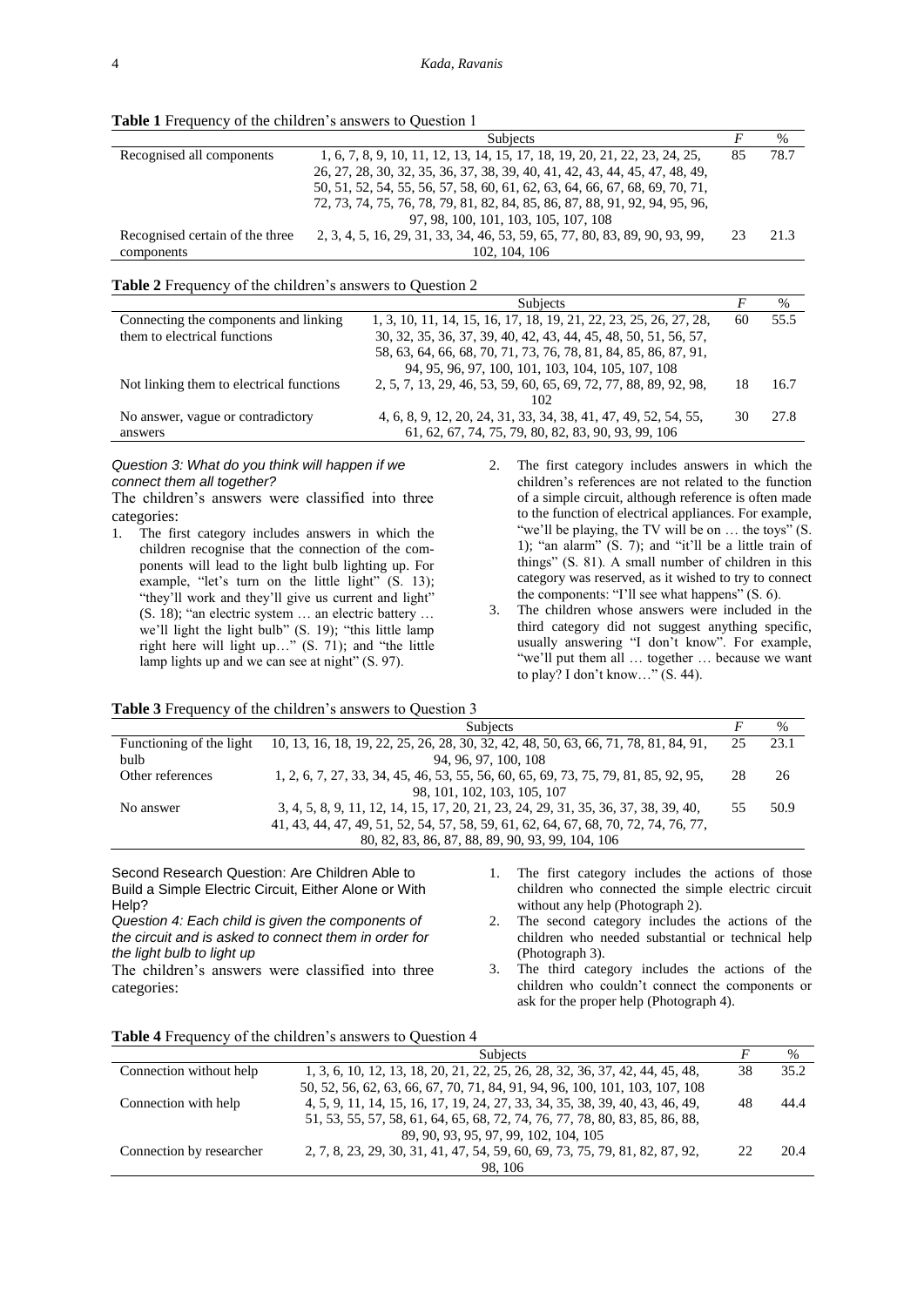**Table 1** Frequency of the children's answers to Question 1

| | Subjects | F | % |
|---|---|---|---|
| Recognised all components | 1, 6, 7, 8, 9, 10, 11, 12, 13, 14, 15, 17, 18, 19, 20, 21, 22, 23, 24, 25, 26, 27, 28, 30, 32, 35, 36, 37, 38, 39, 40, 41, 42, 43, 44, 45, 47, 48, 49, 50, 51, 52, 54, 55, 56, 57, 58, 60, 61, 62, 63, 64, 66, 67, 68, 69, 70, 71, 72, 73, 74, 75, 76, 78, 79, 81, 82, 84, 85, 86, 87, 88, 91, 92, 94, 95, 96, 97, 98, 100, 101, 103, 105, 107, 108 | 85 | 78.7 |
| Recognised certain of the three components | 2, 3, 4, 5, 16, 29, 31, 33, 34, 46, 53, 59, 65, 77, 80, 83, 89, 90, 93, 99, 102, 104, 106 | 23 | 21.3 |

**Table 2** Frequency of the children's answers to Question 2

| | Subjects | F | % |
|---|---|---|---|
| Connecting the components and linking them to electrical functions | 1, 3, 10, 11, 14, 15, 16, 17, 18, 19, 21, 22, 23, 25, 26, 27, 28, 30, 32, 35, 36, 37, 39, 40, 42, 43, 44, 45, 48, 50, 51, 56, 57, 58, 63, 64, 66, 68, 70, 71, 73, 76, 78, 81, 84, 85, 86, 87, 91, 94, 95, 96, 97, 100, 101, 103, 104, 105, 107, 108 | 60 | 55.5 |
| Not linking them to electrical functions | 2, 5, 7, 13, 29, 46, 53, 59, 60, 65, 69, 72, 77, 88, 89, 92, 98, 102 | 18 | 16.7 |
| No answer, vague or contradictory answers | 4, 6, 8, 9, 12, 20, 24, 31, 33, 34, 38, 41, 47, 49, 52, 54, 55, 61, 62, 67, 74, 75, 79, 80, 82, 83, 90, 93, 99, 106 | 30 | 27.8 |

*Question 3: What do you think will happen if we connect them all together?*

The children's answers were classified into three categories:

1. The first category includes answers in which the children recognise that the connection of the components will lead to the light bulb lighting up. For example, "let's turn on the little light" (S. 13); "they'll work and they'll give us current and light" (S. 18); "an electric system … an electric battery … we'll light the light bulb" (S. 19); "this little lamp right here will light up…" (S. 71); and "the little lamp lights up and we can see at night" (S. 97).
2. The first category includes answers in which the children's references are not related to the function of a simple circuit, although reference is often made to the function of electrical appliances. For example, "we'll be playing, the TV will be on … the toys" (S. 1); "an alarm" (S. 7); and "it'll be a little train of things" (S. 81). A small number of children in this category was reserved, as it wished to try to connect the components: "I'll see what happens" (S. 6).
3. The children whose answers were included in the third category did not suggest anything specific, usually answering "I don't know". For example, "we'll put them all … together … because we want to play? I don't know…" (S. 44).

**Table 3** Frequency of the children's answers to Question 3

| | Subjects | F | % |
|---|---|---|---|
| Functioning of the light bulb | 10, 13, 16, 18, 19, 22, 25, 26, 28, 30, 32, 42, 48, 50, 63, 66, 71, 78, 81, 84, 91, 94, 96, 97, 100, 108 | 25 | 23.1 |
| Other references | 1, 2, 6, 7, 27, 33, 34, 45, 46, 53, 55, 56, 60, 65, 69, 73, 75, 79, 81, 85, 92, 95, 98, 101, 102, 103, 105, 107 | 28 | 26 |
| No answer | 3, 4, 5, 8, 9, 11, 12, 14, 15, 17, 20, 21, 23, 24, 29, 31, 35, 36, 37, 38, 39, 40, 41, 43, 44, 47, 49, 51, 52, 54, 57, 58, 59, 61, 62, 64, 67, 68, 70, 72, 74, 76, 77, 80, 82, 83, 86, 87, 88, 89, 90, 93, 99, 104, 106 | 55 | 50.9 |

Second Research Question: Are Children Able to Build a Simple Electric Circuit, Either Alone or With Help?

*Question 4: Each child is given the components of the circuit and is asked to connect them in order for the light bulb to light up*

The children's answers were classified into three categories:

1. The first category includes the actions of those children who connected the simple electric circuit without any help (Photograph 2).
2. The second category includes the actions of the children who needed substantial or technical help (Photograph 3).
3. The third category includes the actions of the children who couldn't connect the components or ask for the proper help (Photograph 4).

**Table 4** Frequency of the children's answers to Question 4

| | Subjects | F | % |
|---|---|---|---|
| Connection without help | 1, 3, 6, 10, 12, 13, 18, 20, 21, 22, 25, 26, 28, 32, 36, 37, 42, 44, 45, 48, 50, 52, 56, 62, 63, 66, 67, 70, 71, 84, 91, 94, 96, 100, 101, 103, 107, 108 | 38 | 35.2 |
| Connection with help | 4, 5, 9, 11, 14, 15, 16, 17, 19, 24, 27, 33, 34, 35, 38, 39, 40, 43, 46, 49, 51, 53, 55, 57, 58, 61, 64, 65, 68, 72, 74, 76, 77, 78, 80, 83, 85, 86, 88, 89, 90, 93, 95, 97, 99, 102, 104, 105 | 48 | 44.4 |
| Connection by researcher | 2, 7, 8, 23, 29, 30, 31, 41, 47, 54, 59, 60, 69, 73, 75, 79, 81, 82, 87, 92, 98, 106 | 22 | 20.4 |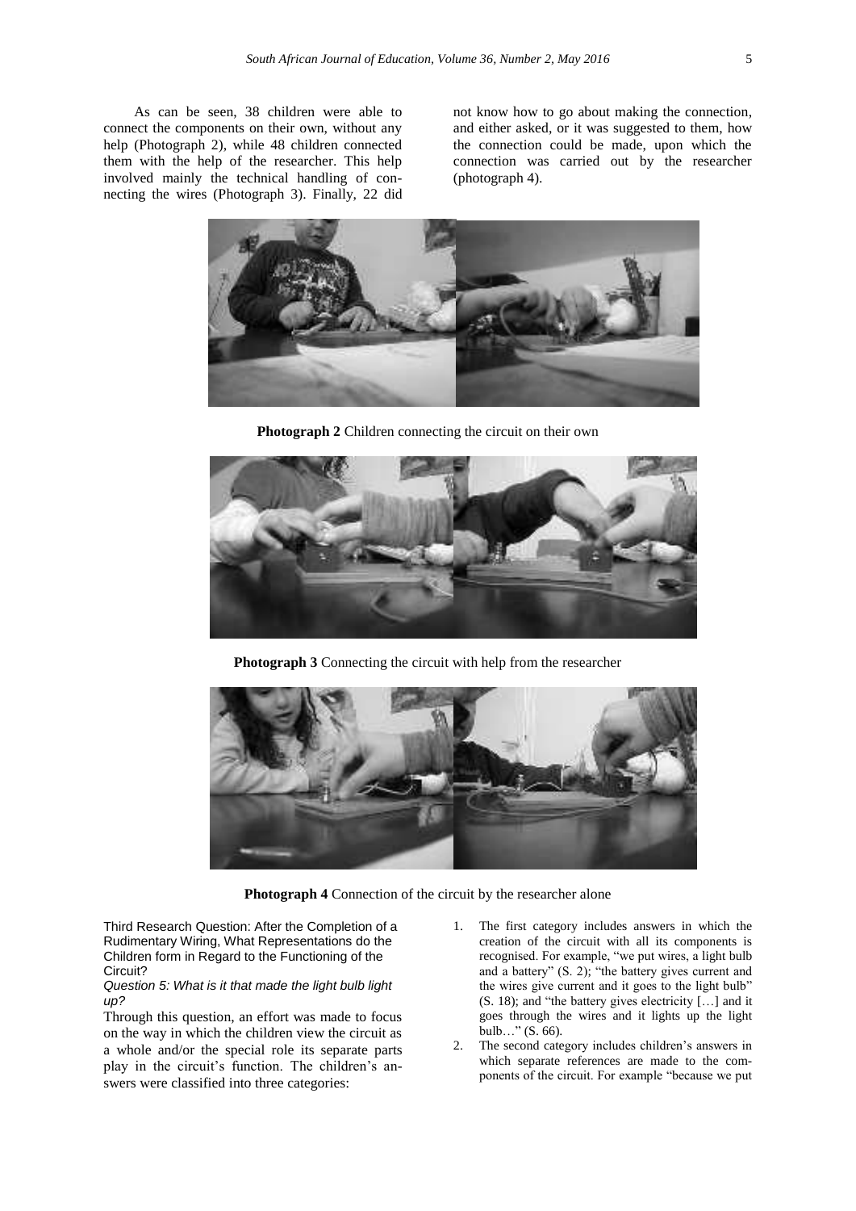As can be seen, 38 children were able to connect the components on their own, without any help (Photograph 2), while 48 children connected them with the help of the researcher. This help involved mainly the technical handling of connecting the wires (Photograph 3). Finally, 22 did not know how to go about making the connection, and either asked, or it was suggested to them, how the connection could be made, upon which the connection was carried out by the researcher (photograph 4).

**Photograph 2** Children connecting the circuit on their own

**Photograph 3** Connecting the circuit with help from the researcher

**Photograph 4** Connection of the circuit by the researcher alone

### Third Research Question: After the Completion of a Rudimentary Wiring, What Representations do the Children form in Regard to the Functioning of the Circuit?

#### *Question 5: What is it that made the light bulb light up?*

Through this question, an effort was made to focus on the way in which the children view the circuit as a whole and/or the special role its separate parts play in the circuit's function. The children's answers were classified into three categories:

1. The first category includes answers in which the creation of the circuit with all its components is recognised. For example, "we put wires, a light bulb and a battery" (S. 2); "the battery gives current and the wires give current and it goes to the light bulb" (S. 18); and "the battery gives electricity […] and it goes through the wires and it lights up the light bulb…" (S. 66).
2. The second category includes children's answers in which separate references are made to the components of the circuit. For example "because we put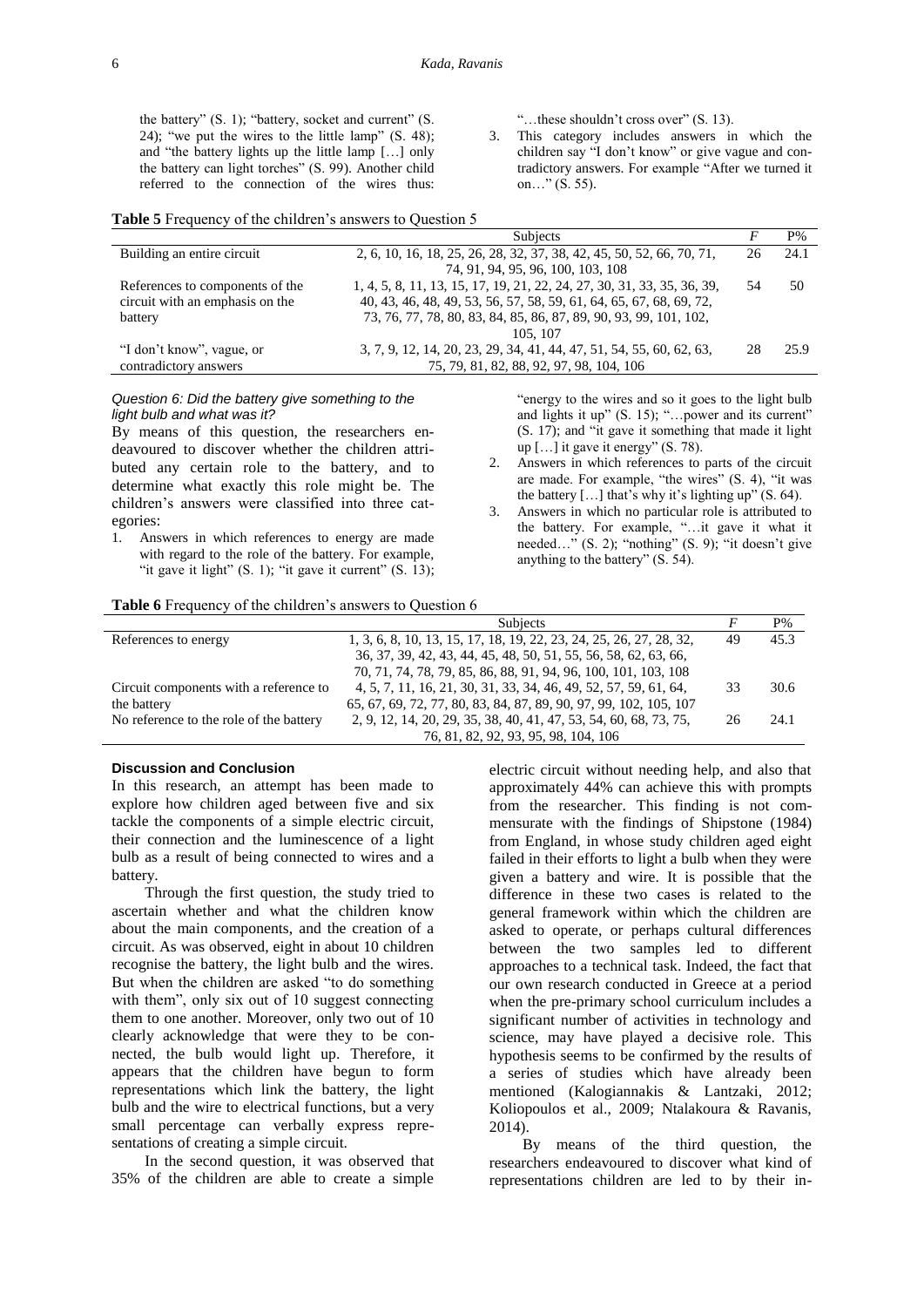the battery" (S. 1); "battery, socket and current" (S. 24); "we put the wires to the little lamp" (S. 48); and "the battery lights up the little lamp […] only the battery can light torches" (S. 99). Another child referred to the connection of the wires thus: "…these shouldn't cross over" (S. 13).

3. This category includes answers in which the children say "I don't know" or give vague and contradictory answers. For example "After we turned it on…" (S. 55).

**Table 5** Frequency of the children's answers to Question 5

| | Subjects | *F* | P% |
|---|---|---|---|
| Building an entire circuit | 2, 6, 10, 16, 18, 25, 26, 28, 32, 37, 38, 42, 45, 50, 52, 66, 70, 71, 74, 91, 94, 95, 96, 100, 103, 108 | 26 | 24.1 |
| References to components of the circuit with an emphasis on the battery | 1, 4, 5, 8, 11, 13, 15, 17, 19, 21, 22, 24, 27, 30, 31, 33, 35, 36, 39, 40, 43, 46, 48, 49, 53, 56, 57, 58, 59, 61, 64, 65, 67, 68, 69, 72, 73, 76, 77, 78, 80, 83, 84, 85, 86, 87, 89, 90, 93, 99, 101, 102, 105, 107 | 54 | 50 |
| "I don't know", vague, or contradictory answers | 3, 7, 9, 12, 14, 20, 23, 29, 34, 41, 44, 47, 51, 54, 55, 60, 62, 63, 75, 79, 81, 82, 88, 92, 97, 98, 104, 106 | 28 | 25.9 |

*Question 6: Did the battery give something to the light bulb and what was it?*

By means of this question, the researchers endeavoured to discover whether the children attributed any certain role to the battery, and to determine what exactly this role might be. The children's answers were classified into three categories:

1. Answers in which references to energy are made with regard to the role of the battery. For example, "it gave it light" (S. 1); "it gave it current" (S. 13); "energy to the wires and so it goes to the light bulb and lights it up" (S. 15); "…power and its current" (S. 17); and "it gave it something that made it light up […] it gave it energy" (S. 78).
2. Answers in which references to parts of the circuit are made. For example, "the wires" (S. 4), "it was the battery […] that's why it's lighting up" (S. 64).
3. Answers in which no particular role is attributed to the battery. For example, "…it gave it what it needed…" (S. 2); "nothing" (S. 9); "it doesn't give anything to the battery" (S. 54).

**Table 6** Frequency of the children's answers to Question 6

| | Subjects | *F* | P% |
|---|---|---|---|
| References to energy | 1, 3, 6, 8, 10, 13, 15, 17, 18, 19, 22, 23, 24, 25, 26, 27, 28, 32, 36, 37, 39, 42, 43, 44, 45, 48, 50, 51, 55, 56, 58, 62, 63, 66, 70, 71, 74, 78, 79, 85, 86, 88, 91, 94, 96, 100, 101, 103, 108 | 49 | 45.3 |
| Circuit components with a reference to the battery | 4, 5, 7, 11, 16, 21, 30, 31, 33, 34, 46, 49, 52, 57, 59, 61, 64, 65, 67, 69, 72, 77, 80, 83, 84, 87, 89, 90, 97, 99, 102, 105, 107 | 33 | 30.6 |
| No reference to the role of the battery | 2, 9, 12, 14, 20, 29, 35, 38, 40, 41, 47, 53, 54, 60, 68, 73, 75, 76, 81, 82, 92, 93, 95, 98, 104, 106 | 26 | 24.1 |

## Discussion and Conclusion

In this research, an attempt has been made to explore how children aged between five and six tackle the components of a simple electric circuit, their connection and the luminescence of a light bulb as a result of being connected to wires and a battery.

Through the first question, the study tried to ascertain whether and what the children know about the main components, and the creation of a circuit. As was observed, eight in about 10 children recognise the battery, the light bulb and the wires. But when the children are asked "to do something with them", only six out of 10 suggest connecting them to one another. Moreover, only two out of 10 clearly acknowledge that were they to be connected, the bulb would light up. Therefore, it appears that the children have begun to form representations which link the battery, the light bulb and the wire to electrical functions, but a very small percentage can verbally express representations of creating a simple circuit.

In the second question, it was observed that 35% of the children are able to create a simple electric circuit without needing help, and also that approximately 44% can achieve this with prompts from the researcher. This finding is not commensurate with the findings of Shipstone (1984) from England, in whose study children aged eight failed in their efforts to light a bulb when they were given a battery and wire. It is possible that the difference in these two cases is related to the general framework within which the children are asked to operate, or perhaps cultural differences between the two samples led to different approaches to a technical task. Indeed, the fact that our own research conducted in Greece at a period when the pre-primary school curriculum includes a significant number of activities in technology and science, may have played a decisive role. This hypothesis seems to be confirmed by the results of a series of studies which have already been mentioned (Kalogiannakis & Lantzaki, 2012; Koliopoulos et al., 2009; Ntalakoura & Ravanis, 2014).

By means of the third question, the researchers endeavoured to discover what kind of representations children are led to by their in-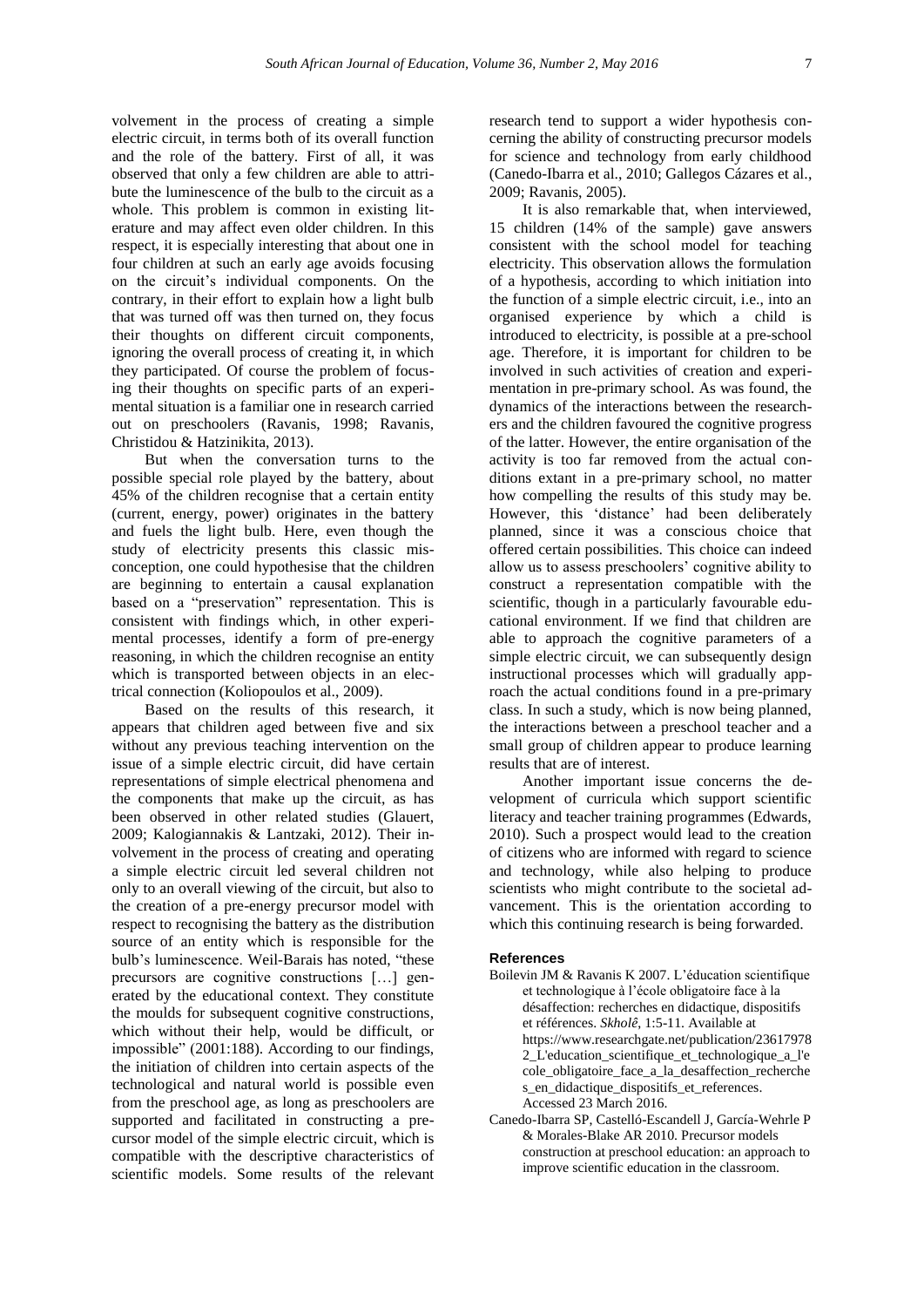volvement in the process of creating a simple electric circuit, in terms both of its overall function and the role of the battery. First of all, it was observed that only a few children are able to attribute the luminescence of the bulb to the circuit as a whole. This problem is common in existing literature and may affect even older children. In this respect, it is especially interesting that about one in four children at such an early age avoids focusing on the circuit's individual components. On the contrary, in their effort to explain how a light bulb that was turned off was then turned on, they focus their thoughts on different circuit components, ignoring the overall process of creating it, in which they participated. Of course the problem of focusing their thoughts on specific parts of an experimental situation is a familiar one in research carried out on preschoolers (Ravanis, 1998; Ravanis, Christidou & Hatzinikita, 2013).

But when the conversation turns to the possible special role played by the battery, about 45% of the children recognise that a certain entity (current, energy, power) originates in the battery and fuels the light bulb. Here, even though the study of electricity presents this classic misconception, one could hypothesise that the children are beginning to entertain a causal explanation based on a "preservation" representation. This is consistent with findings which, in other experimental processes, identify a form of pre-energy reasoning, in which the children recognise an entity which is transported between objects in an electrical connection (Koliopoulos et al., 2009).

Based on the results of this research, it appears that children aged between five and six without any previous teaching intervention on the issue of a simple electric circuit, did have certain representations of simple electrical phenomena and the components that make up the circuit, as has been observed in other related studies (Glauert, 2009; Kalogiannakis & Lantzaki, 2012). Their involvement in the process of creating and operating a simple electric circuit led several children not only to an overall viewing of the circuit, but also to the creation of a pre-energy precursor model with respect to recognising the battery as the distribution source of an entity which is responsible for the bulb's luminescence. Weil-Barais has noted, "these precursors are cognitive constructions […] generated by the educational context. They constitute the moulds for subsequent cognitive constructions, which without their help, would be difficult, or impossible" (2001:188). According to our findings, the initiation of children into certain aspects of the technological and natural world is possible even from the preschool age, as long as preschoolers are supported and facilitated in constructing a precursor model of the simple electric circuit, which is compatible with the descriptive characteristics of scientific models. Some results of the relevant research tend to support a wider hypothesis concerning the ability of constructing precursor models for science and technology from early childhood (Canedo-Ibarra et al., 2010; Gallegos Cázares et al., 2009; Ravanis, 2005).

It is also remarkable that, when interviewed, 15 children (14% of the sample) gave answers consistent with the school model for teaching electricity. This observation allows the formulation of a hypothesis, according to which initiation into the function of a simple electric circuit, i.e., into an organised experience by which a child is introduced to electricity, is possible at a pre-school age. Therefore, it is important for children to be involved in such activities of creation and experimentation in pre-primary school. As was found, the dynamics of the interactions between the researchers and the children favoured the cognitive progress of the latter. However, the entire organisation of the activity is too far removed from the actual conditions extant in a pre-primary school, no matter how compelling the results of this study may be. However, this 'distance' had been deliberately planned, since it was a conscious choice that offered certain possibilities. This choice can indeed allow us to assess preschoolers' cognitive ability to construct a representation compatible with the scientific, though in a particularly favourable educational environment. If we find that children are able to approach the cognitive parameters of a simple electric circuit, we can subsequently design instructional processes which will gradually approach the actual conditions found in a pre-primary class. In such a study, which is now being planned, the interactions between a preschool teacher and a small group of children appear to produce learning results that are of interest.

Another important issue concerns the development of curricula which support scientific literacy and teacher training programmes (Edwards, 2010). Such a prospect would lead to the creation of citizens who are informed with regard to science and technology, while also helping to produce scientists who might contribute to the societal advancement. This is the orientation according to which this continuing research is being forwarded.

## References

Boilevin JM & Ravanis K 2007. L'éducation scientifique et technologique à l'école obligatoire face à la désaffection: recherches en didactique, dispositifs et références. *Skholê*, 1:5-11. Available at https://www.researchgate.net/publication/236179782_L'education_scientifique_et_technologique_a_l'ecole_obligatoire_face_a_la_desaffection_recherches_en_didactique_dispositifs_et_references. Accessed 23 March 2016.

Canedo-Ibarra SP, Castelló-Escandell J, García-Wehrle P & Morales-Blake AR 2010. Precursor models construction at preschool education: an approach to improve scientific education in the classroom.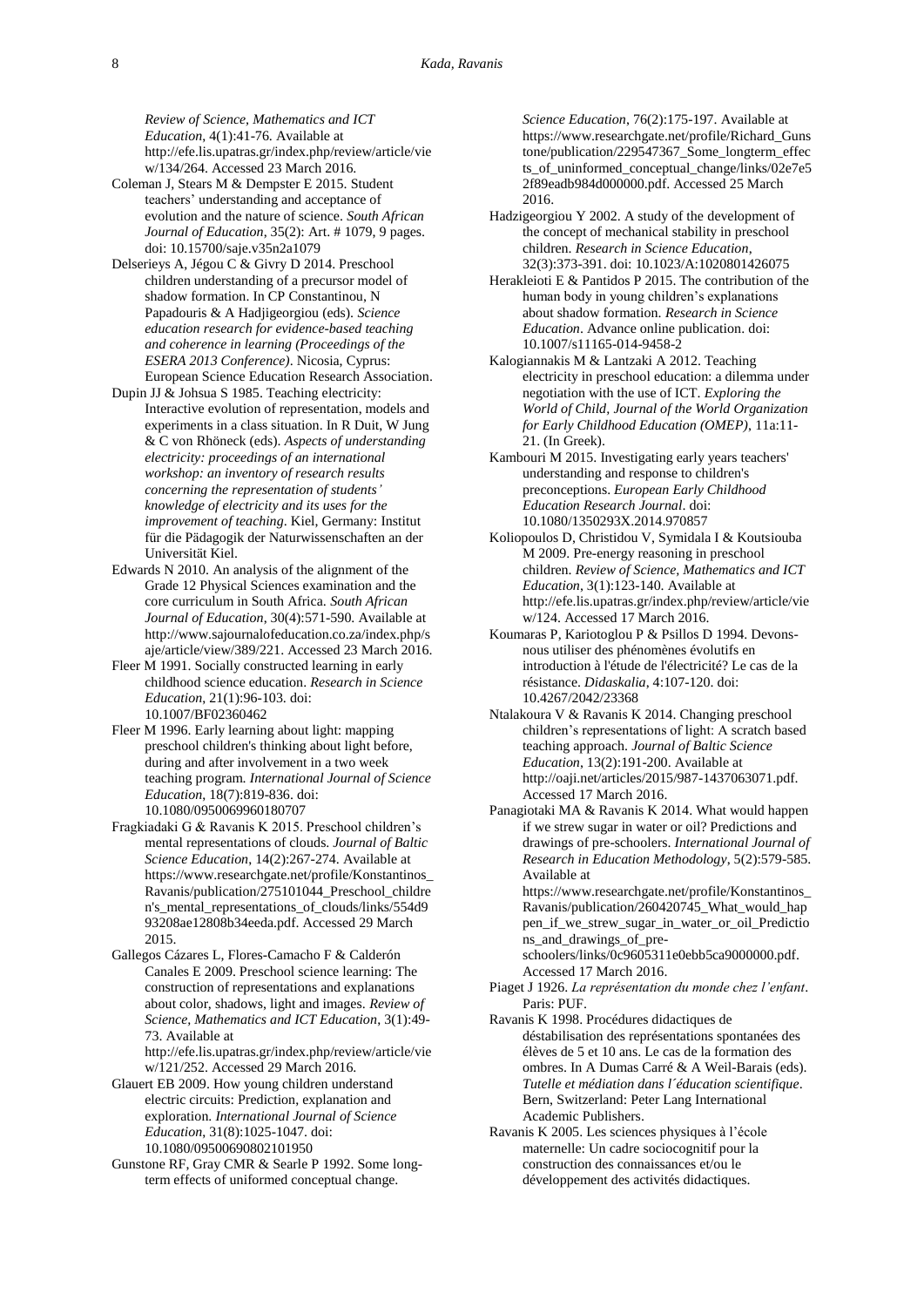*Review of Science, Mathematics and ICT Education*, 4(1):41-76. Available at http://efe.lis.upatras.gr/index.php/review/article/view/134/264. Accessed 23 March 2016.

Coleman J, Stears M & Dempster E 2015. Student teachers' understanding and acceptance of evolution and the nature of science. *South African Journal of Education*, 35(2): Art. # 1079, 9 pages. doi: 10.15700/saje.v35n2a1079

Delserieys A, Jégou C & Givry D 2014. Preschool children understanding of a precursor model of shadow formation. In CP Constantinou, N Papadouris & A Hadjigeorgiou (eds). *Science education research for evidence-based teaching and coherence in learning (Proceedings of the ESERA 2013 Conference)*. Nicosia, Cyprus: European Science Education Research Association.

Dupin JJ & Johsua S 1985. Teaching electricity: Interactive evolution of representation, models and experiments in a class situation. In R Duit, W Jung & C von Rhöneck (eds). *Aspects of understanding electricity: proceedings of an international workshop: an inventory of research results concerning the representation of students' knowledge of electricity and its uses for the improvement of teaching*. Kiel, Germany: Institut für die Pädagogik der Naturwissenschaften an der Universität Kiel.

Edwards N 2010. An analysis of the alignment of the Grade 12 Physical Sciences examination and the core curriculum in South Africa. *South African Journal of Education*, 30(4):571-590. Available at http://www.sajournalofeducation.co.za/index.php/saje/article/view/389/221. Accessed 23 March 2016.

Fleer M 1991. Socially constructed learning in early childhood science education. *Research in Science Education*, 21(1):96-103. doi: 10.1007/BF02360462

Fleer M 1996. Early learning about light: mapping preschool children's thinking about light before, during and after involvement in a two week teaching program. *International Journal of Science Education*, 18(7):819-836. doi: 10.1080/0950069960180707

Fragkiadaki G & Ravanis K 2015. Preschool children's mental representations of clouds. *Journal of Baltic Science Education*, 14(2):267-274. Available at https://www.researchgate.net/profile/Konstantinos_Ravanis/publication/275101044_Preschool_children's_mental_representations_of_clouds/links/554d993208ae12808b34eeda.pdf. Accessed 29 March 2015.

Gallegos Cázares L, Flores-Camacho F & Calderón Canales E 2009. Preschool science learning: The construction of representations and explanations about color, shadows, light and images. *Review of Science, Mathematics and ICT Education*, 3(1):49-73. Available at http://efe.lis.upatras.gr/index.php/review/article/view/121/252. Accessed 29 March 2016.

Glauert EB 2009. How young children understand electric circuits: Prediction, explanation and exploration. *International Journal of Science Education*, 31(8):1025-1047. doi: 10.1080/09500690802101950

Gunstone RF, Gray CMR & Searle P 1992. Some long-term effects of uniformed conceptual change. *Science Education*, 76(2):175-197. Available at https://www.researchgate.net/profile/Richard_Gunstone/publication/229547367_Some_longterm_effects_of_uninformed_conceptual_change/links/02e7e52f89eadb984d000000.pdf. Accessed 25 March 2016.

Hadzigeorgiou Y 2002. A study of the development of the concept of mechanical stability in preschool children. *Research in Science Education*, 32(3):373-391. doi: 10.1023/A:1020801426075

Herakleioti E & Pantidos P 2015. The contribution of the human body in young children's explanations about shadow formation. *Research in Science Education*. Advance online publication. doi: 10.1007/s11165-014-9458-2

Kalogiannakis M & Lantzaki A 2012. Teaching electricity in preschool education: a dilemma under negotiation with the use of ICT. *Exploring the World of Child, Journal of the World Organization for Early Childhood Education (OMEP)*, 11a:11-21. (In Greek).

Kambouri M 2015. Investigating early years teachers' understanding and response to children's preconceptions. *European Early Childhood Education Research Journal*. doi: 10.1080/1350293X.2014.970857

Koliopoulos D, Christidou V, Symidala I & Koutsiouba M 2009. Pre-energy reasoning in preschool children. *Review of Science, Mathematics and ICT Education*, 3(1):123-140. Available at http://efe.lis.upatras.gr/index.php/review/article/view/124. Accessed 17 March 2016.

Koumaras P, Kariotoglou P & Psillos D 1994. Devons-nous utiliser des phénomènes évolutifs en introduction à l'étude de l'électricité? Le cas de la résistance. *Didaskalia*, 4:107-120. doi: 10.4267/2042/23368

Ntalakoura V & Ravanis K 2014. Changing preschool children's representations of light: A scratch based teaching approach. *Journal of Baltic Science Education*, 13(2):191-200. Available at http://oaji.net/articles/2015/987-1437063071.pdf. Accessed 17 March 2016.

Panagiotaki MA & Ravanis K 2014. What would happen if we strew sugar in water or oil? Predictions and drawings of pre-schoolers. *International Journal of Research in Education Methodology*, 5(2):579-585. Available at https://www.researchgate.net/profile/Konstantinos_Ravanis/publication/260420745_What_would_happen_if_we_strew_sugar_in_water_or_oil_Predictions_and_drawings_of_pre-schoolers/links/0c9605311e0ebb5ca9000000.pdf. Accessed 17 March 2016.

Piaget J 1926. *La représentation du monde chez l'enfant*. Paris: PUF.

Ravanis K 1998. Procédures didactiques de déstabilisation des représentations spontanées des élèves de 5 et 10 ans. Le cas de la formation des ombres. In A Dumas Carré & A Weil-Barais (eds). *Tutelle et médiation dans l´éducation scientifique*. Bern, Switzerland: Peter Lang International Academic Publishers.

Ravanis K 2005. Les sciences physiques à l'école maternelle: Un cadre sociocognitif pour la construction des connaissances et/ou le développement des activités didactiques.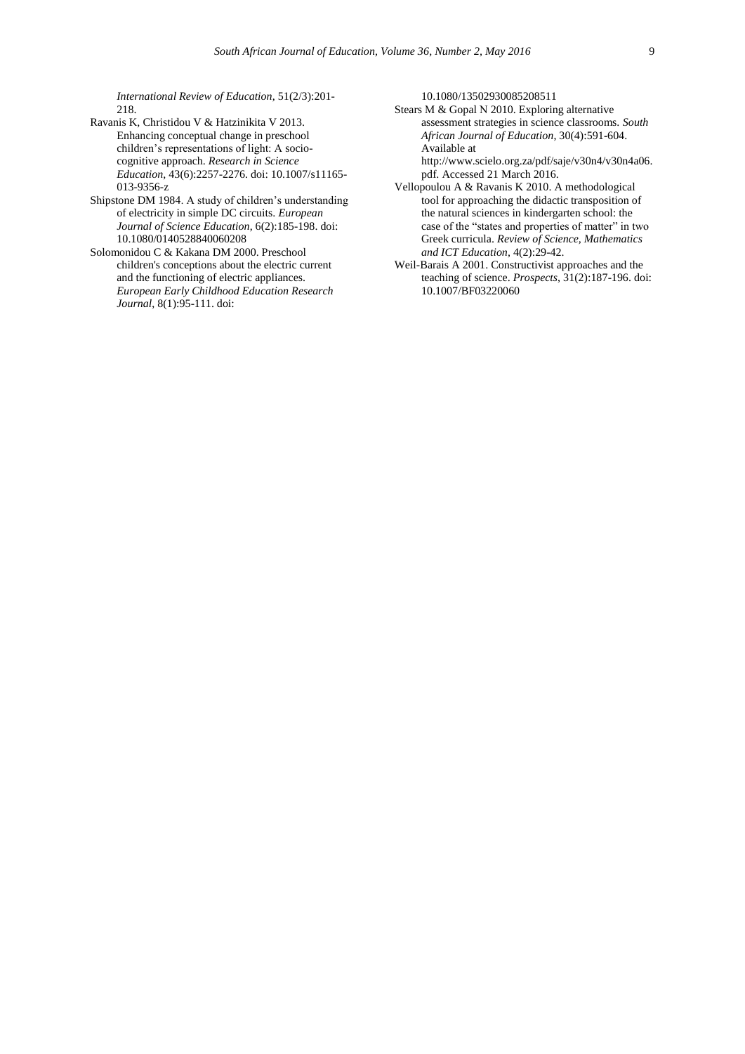*International Review of Education*, 51(2/3):201-218.

Ravanis K, Christidou V & Hatzinikita V 2013. Enhancing conceptual change in preschool children's representations of light: A socio-cognitive approach. *Research in Science Education*, 43(6):2257-2276. doi: 10.1007/s11165-013-9356-z

Shipstone DM 1984. A study of children's understanding of electricity in simple DC circuits. *European Journal of Science Education*, 6(2):185-198. doi: 10.1080/0140528840060208

Solomonidou C & Kakana DM 2000. Preschool children's conceptions about the electric current and the functioning of electric appliances. *European Early Childhood Education Research Journal*, 8(1):95-111. doi: 10.1080/13502930085208511

Stears M & Gopal N 2010. Exploring alternative assessment strategies in science classrooms. *South African Journal of Education*, 30(4):591-604. Available at http://www.scielo.org.za/pdf/saje/v30n4/v30n4a06.pdf. Accessed 21 March 2016.

Vellopoulou A & Ravanis K 2010. A methodological tool for approaching the didactic transposition of the natural sciences in kindergarten school: the case of the "states and properties of matter" in two Greek curricula. *Review of Science, Mathematics and ICT Education*, 4(2):29-42.

Weil-Barais A 2001. Constructivist approaches and the teaching of science. *Prospects*, 31(2):187-196. doi: 10.1007/BF03220060